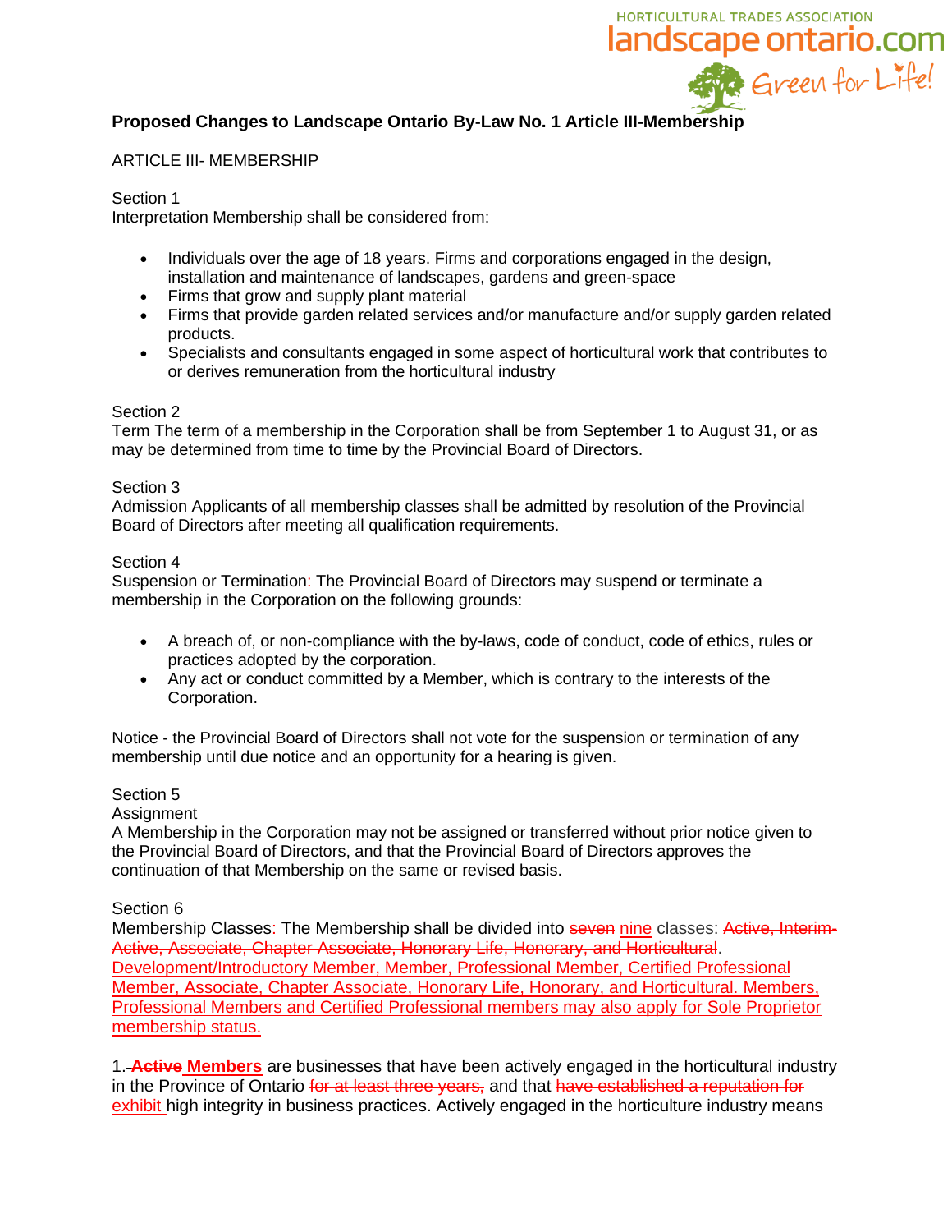**Proposed Changes to Landscape Ontario By-Law No. 1 Article III-Membership**

ARTICLE III- MEMBERSHIP

Section 1
Interpretation Membership shall be considered from:

- Individuals over the age of 18 years. Firms and corporations engaged in the design, installation and maintenance of landscapes, gardens and green-space
- Firms that grow and supply plant material
- Firms that provide garden related services and/or manufacture and/or supply garden related products.
- Specialists and consultants engaged in some aspect of horticultural work that contributes to or derives remuneration from the horticultural industry

Section 2
Term The term of a membership in the Corporation shall be from September 1 to August 31, or as may be determined from time to time by the Provincial Board of Directors.

Section 3
Admission Applicants of all membership classes shall be admitted by resolution of the Provincial Board of Directors after meeting all qualification requirements.

Section 4
Suspension or Termination: The Provincial Board of Directors may suspend or terminate a membership in the Corporation on the following grounds:

- A breach of, or non-compliance with the by-laws, code of conduct, code of ethics, rules or practices adopted by the corporation.
- Any act or conduct committed by a Member, which is contrary to the interests of the Corporation.

Notice - the Provincial Board of Directors shall not vote for the suspension or termination of any membership until due notice and an opportunity for a hearing is given.

Section 5
Assignment
A Membership in the Corporation may not be assigned or transferred without prior notice given to the Provincial Board of Directors, and that the Provincial Board of Directors approves the continuation of that Membership on the same or revised basis.

Section 6
Membership Classes: The Membership shall be divided into ~~seven~~ nine classes: ~~Active, Interim-Active, Associate, Chapter Associate, Honorary Life, Honorary, and Horticultural~~. Development/Introductory Member, Member, Professional Member, Certified Professional Member, Associate, Chapter Associate, Honorary Life, Honorary, and Horticultural. Members, Professional Members and Certified Professional members may also apply for Sole Proprietor membership status.

1. ~~**Active**~~ **Members** are businesses that have been actively engaged in the horticultural industry in the Province of Ontario ~~for at least three years,~~ and that ~~have established a reputation for~~ exhibit high integrity in business practices. Actively engaged in the horticulture industry means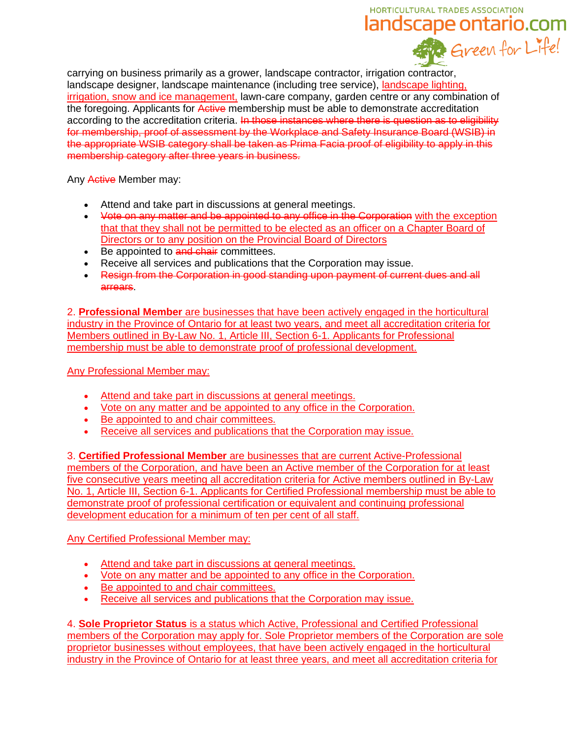carrying on business primarily as a grower, landscape contractor, irrigation contractor, landscape designer, landscape maintenance (including tree service), landscape lighting, irrigation, snow and ice management, lawn-care company, garden centre or any combination of the foregoing. Applicants for ~~Active~~ membership must be able to demonstrate accreditation according to the accreditation criteria. ~~In those instances where there is question as to eligibility for membership, proof of assessment by the Workplace and Safety Insurance Board (WSIB) in the appropriate WSIB category shall be taken as Prima Facia proof of eligibility to apply in this membership category after three years in business.~~

Any ~~Active~~ Member may:

- Attend and take part in discussions at general meetings.
- ~~Vote on any matter and be appointed to any office in the Corporation~~ with the exception that that they shall not be permitted to be elected as an officer on a Chapter Board of Directors or to any position on the Provincial Board of Directors
- Be appointed to ~~and chair~~ committees.
- Receive all services and publications that the Corporation may issue.
- ~~Resign from the Corporation in good standing upon payment of current dues and all arrears~~.

2. **Professional Member** are businesses that have been actively engaged in the horticultural industry in the Province of Ontario for at least two years, and meet all accreditation criteria for Members outlined in By-Law No. 1, Article III, Section 6-1. Applicants for Professional membership must be able to demonstrate proof of professional development.

Any Professional Member may:

- Attend and take part in discussions at general meetings.
- Vote on any matter and be appointed to any office in the Corporation.
- Be appointed to and chair committees.
- Receive all services and publications that the Corporation may issue.

3. **Certified Professional Member** are businesses that are current Active-Professional members of the Corporation, and have been an Active member of the Corporation for at least five consecutive years meeting all accreditation criteria for Active members outlined in By-Law No. 1, Article III, Section 6-1. Applicants for Certified Professional membership must be able to demonstrate proof of professional certification or equivalent and continuing professional development education for a minimum of ten per cent of all staff.

Any Certified Professional Member may:

- Attend and take part in discussions at general meetings.
- Vote on any matter and be appointed to any office in the Corporation.
- Be appointed to and chair committees.
- Receive all services and publications that the Corporation may issue.

4. **Sole Proprietor Status** is a status which Active, Professional and Certified Professional members of the Corporation may apply for. Sole Proprietor members of the Corporation are sole proprietor businesses without employees, that have been actively engaged in the horticultural industry in the Province of Ontario for at least three years, and meet all accreditation criteria for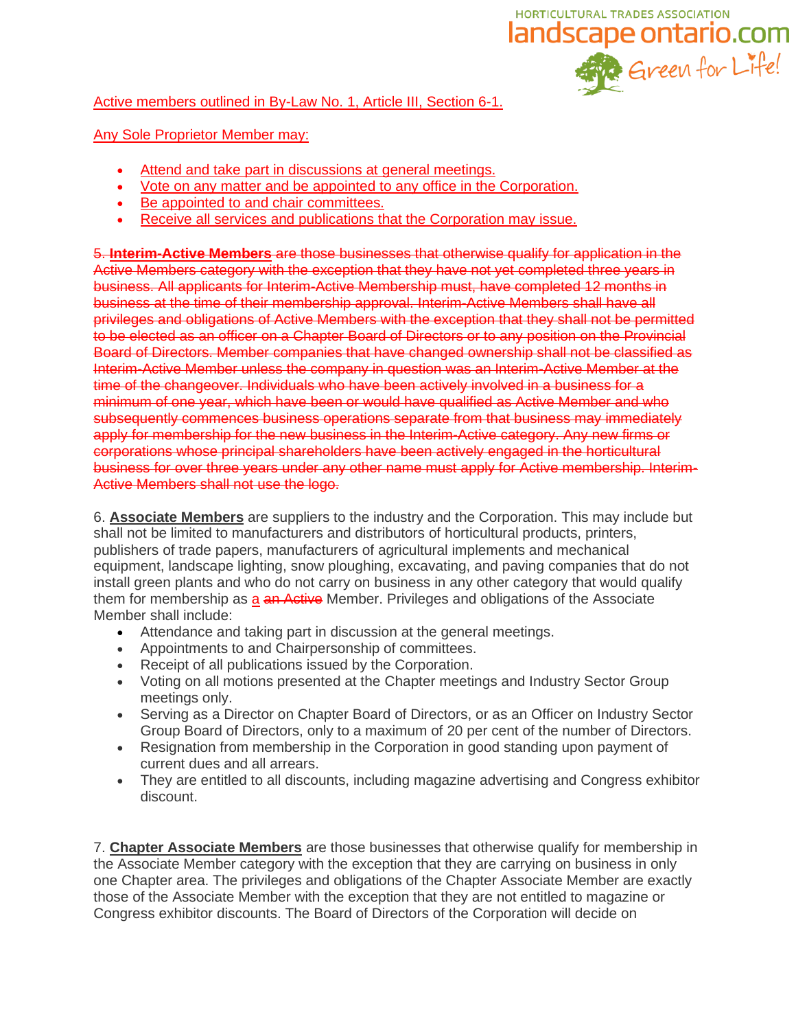Active members outlined in By-Law No. 1, Article III, Section 6-1.

Any Sole Proprietor Member may:

- Attend and take part in discussions at general meetings.
- Vote on any matter and be appointed to any office in the Corporation.
- Be appointed to and chair committees.
- Receive all services and publications that the Corporation may issue.

~~5. **Interim-Active Members** are those businesses that otherwise qualify for application in the Active Members category with the exception that they have not yet completed three years in business. All applicants for Interim-Active Membership must, have completed 12 months in business at the time of their membership approval. Interim-Active Members shall have all privileges and obligations of Active Members with the exception that they shall not be permitted to be elected as an officer on a Chapter Board of Directors or to any position on the Provincial Board of Directors. Member companies that have changed ownership shall not be classified as Interim-Active Member unless the company in question was an Interim-Active Member at the time of the changeover. Individuals who have been actively involved in a business for a minimum of one year, which have been or would have qualified as Active Member and who subsequently commences business operations separate from that business may immediately apply for membership for the new business in the Interim-Active category. Any new firms or corporations whose principal shareholders have been actively engaged in the horticultural business for over three years under any other name must apply for Active membership. Interim-Active Members shall not use the logo.~~

6. **Associate Members** are suppliers to the industry and the Corporation. This may include but shall not be limited to manufacturers and distributors of horticultural products, printers, publishers of trade papers, manufacturers of agricultural implements and mechanical equipment, landscape lighting, snow ploughing, excavating, and paving companies that do not install green plants and who do not carry on business in any other category that would qualify them for membership as a ~~an Active~~ Member. Privileges and obligations of the Associate Member shall include:

- Attendance and taking part in discussion at the general meetings.
- Appointments to and Chairpersonship of committees.
- Receipt of all publications issued by the Corporation.
- Voting on all motions presented at the Chapter meetings and Industry Sector Group meetings only.
- Serving as a Director on Chapter Board of Directors, or as an Officer on Industry Sector Group Board of Directors, only to a maximum of 20 per cent of the number of Directors.
- Resignation from membership in the Corporation in good standing upon payment of current dues and all arrears.
- They are entitled to all discounts, including magazine advertising and Congress exhibitor discount.

7. **Chapter Associate Members** are those businesses that otherwise qualify for membership in the Associate Member category with the exception that they are carrying on business in only one Chapter area. The privileges and obligations of the Chapter Associate Member are exactly those of the Associate Member with the exception that they are not entitled to magazine or Congress exhibitor discounts. The Board of Directors of the Corporation will decide on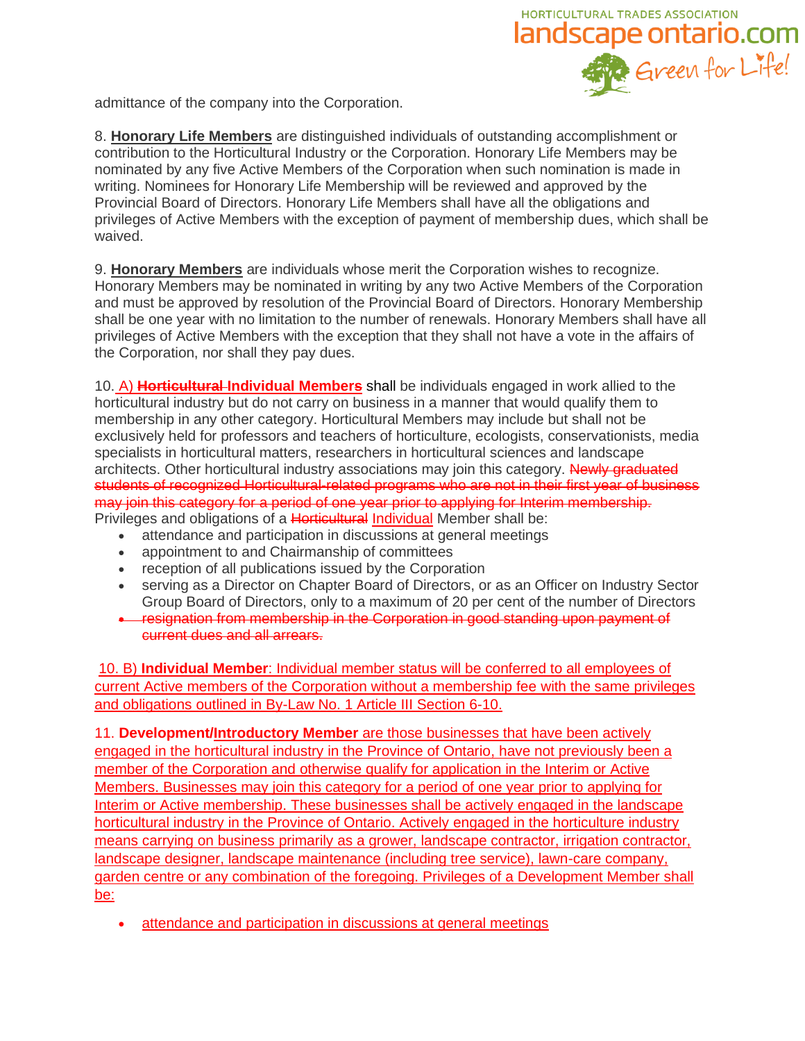admittance of the company into the Corporation.

8. **Honorary Life Members** are distinguished individuals of outstanding accomplishment or contribution to the Horticultural Industry or the Corporation. Honorary Life Members may be nominated by any five Active Members of the Corporation when such nomination is made in writing. Nominees for Honorary Life Membership will be reviewed and approved by the Provincial Board of Directors. Honorary Life Members shall have all the obligations and privileges of Active Members with the exception of payment of membership dues, which shall be waived.

9. **Honorary Members** are individuals whose merit the Corporation wishes to recognize. Honorary Members may be nominated in writing by any two Active Members of the Corporation and must be approved by resolution of the Provincial Board of Directors. Honorary Membership shall be one year with no limitation to the number of renewals. Honorary Members shall have all privileges of Active Members with the exception that they shall not have a vote in the affairs of the Corporation, nor shall they pay dues.

10. A) **~~Horticultural~~ Individual Members** shall be individuals engaged in work allied to the horticultural industry but do not carry on business in a manner that would qualify them to membership in any other category. Horticultural Members may include but shall not be exclusively held for professors and teachers of horticulture, ecologists, conservationists, media specialists in horticultural matters, researchers in horticultural sciences and landscape architects. Other horticultural industry associations may join this category. ~~Newly graduated students of recognized Horticultural-related programs who are not in their first year of business may join this category for a period of one year prior to applying for Interim membership.~~ Privileges and obligations of a ~~Horticultural~~ Individual Member shall be:

- attendance and participation in discussions at general meetings
- appointment to and Chairmanship of committees
- reception of all publications issued by the Corporation
- serving as a Director on Chapter Board of Directors, or as an Officer on Industry Sector Group Board of Directors, only to a maximum of 20 per cent of the number of Directors
- ~~resignation from membership in the Corporation in good standing upon payment of current dues and all arrears.~~

10. B) **Individual Member**: Individual member status will be conferred to all employees of current Active members of the Corporation without a membership fee with the same privileges and obligations outlined in By-Law No. 1 Article III Section 6-10.

11. **Development/Introductory Member** are those businesses that have been actively engaged in the horticultural industry in the Province of Ontario, have not previously been a member of the Corporation and otherwise qualify for application in the Interim or Active Members. Businesses may join this category for a period of one year prior to applying for Interim or Active membership. These businesses shall be actively engaged in the landscape horticultural industry in the Province of Ontario. Actively engaged in the horticulture industry means carrying on business primarily as a grower, landscape contractor, irrigation contractor, landscape designer, landscape maintenance (including tree service), lawn-care company, garden centre or any combination of the foregoing. Privileges of a Development Member shall be:

- attendance and participation in discussions at general meetings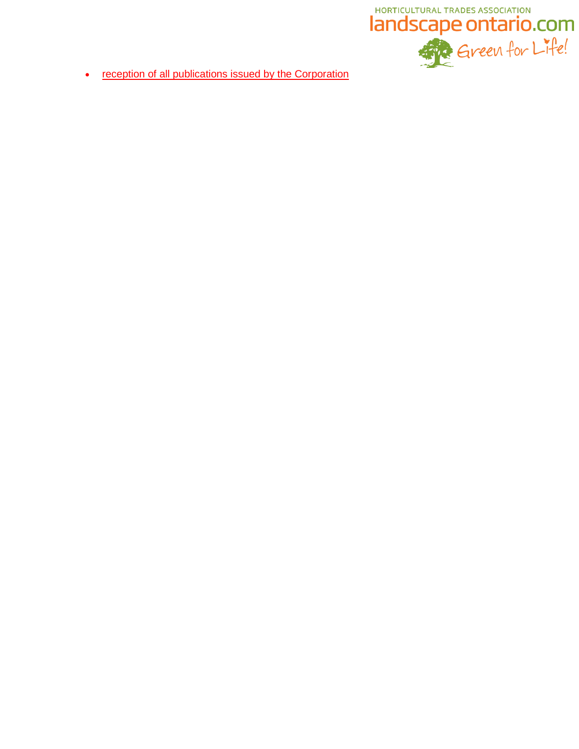- reception of all publications issued by the Corporation